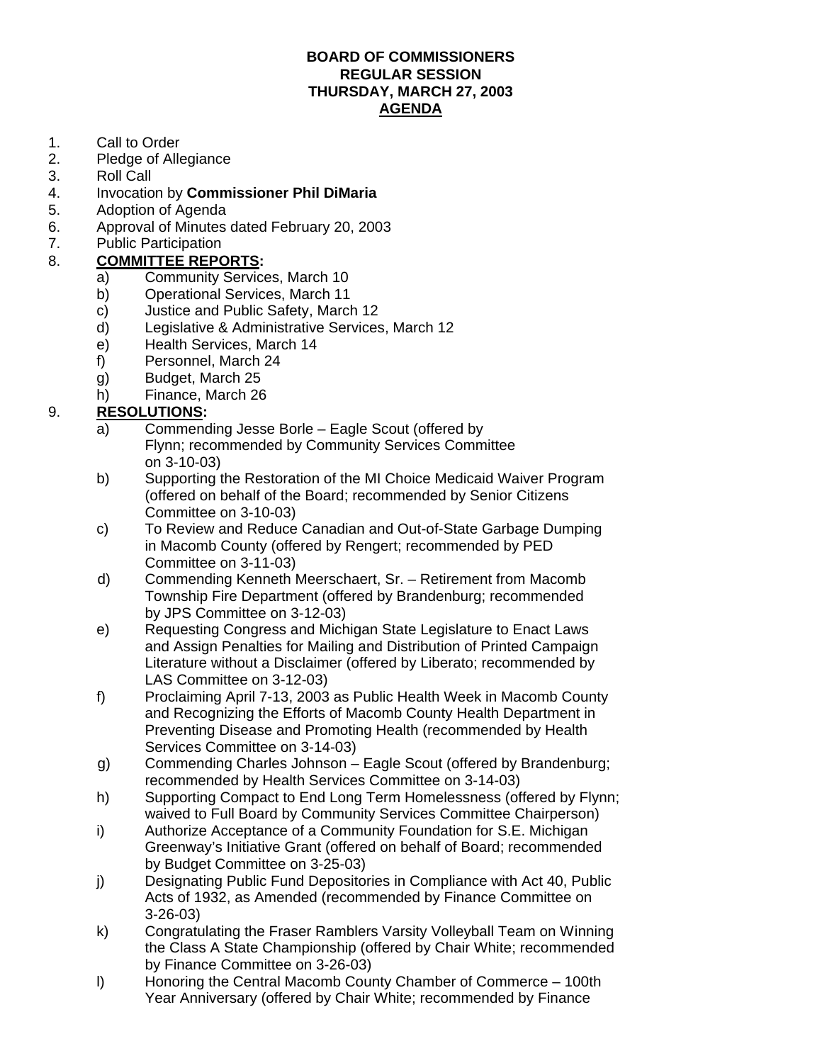**BOARD OF COMMISSIONERS**
**REGULAR SESSION**
**THURSDAY, MARCH 27, 2003**
**AGENDA**

1. Call to Order
2. Pledge of Allegiance
3. Roll Call
4. Invocation by **Commissioner Phil DiMaria**
5. Adoption of Agenda
6. Approval of Minutes dated February 20, 2003
7. Public Participation
8. **COMMITTEE REPORTS:**
   a) Community Services, March 10
   b) Operational Services, March 11
   c) Justice and Public Safety, March 12
   d) Legislative & Administrative Services, March 12
   e) Health Services, March 14
   f) Personnel, March 24
   g) Budget, March 25
   h) Finance, March 26
9. **RESOLUTIONS:**
   a) Commending Jesse Borle – Eagle Scout (offered by Flynn; recommended by Community Services Committee on 3-10-03)
   b) Supporting the Restoration of the MI Choice Medicaid Waiver Program (offered on behalf of the Board; recommended by Senior Citizens Committee on 3-10-03)
   c) To Review and Reduce Canadian and Out-of-State Garbage Dumping in Macomb County (offered by Rengert; recommended by PED Committee on 3-11-03)
   d) Commending Kenneth Meerschaert, Sr. – Retirement from Macomb Township Fire Department (offered by Brandenburg; recommended by JPS Committee on 3-12-03)
   e) Requesting Congress and Michigan State Legislature to Enact Laws and Assign Penalties for Mailing and Distribution of Printed Campaign Literature without a Disclaimer (offered by Liberato; recommended by LAS Committee on 3-12-03)
   f) Proclaiming April 7-13, 2003 as Public Health Week in Macomb County and Recognizing the Efforts of Macomb County Health Department in Preventing Disease and Promoting Health (recommended by Health Services Committee on 3-14-03)
   g) Commending Charles Johnson – Eagle Scout (offered by Brandenburg; recommended by Health Services Committee on 3-14-03)
   h) Supporting Compact to End Long Term Homelessness (offered by Flynn; waived to Full Board by Community Services Committee Chairperson)
   i) Authorize Acceptance of a Community Foundation for S.E. Michigan Greenway's Initiative Grant (offered on behalf of Board; recommended by Budget Committee on 3-25-03)
   j) Designating Public Fund Depositories in Compliance with Act 40, Public Acts of 1932, as Amended (recommended by Finance Committee on 3-26-03)
   k) Congratulating the Fraser Ramblers Varsity Volleyball Team on Winning the Class A State Championship (offered by Chair White; recommended by Finance Committee on 3-26-03)
   l) Honoring the Central Macomb County Chamber of Commerce – 100th Year Anniversary (offered by Chair White; recommended by Finance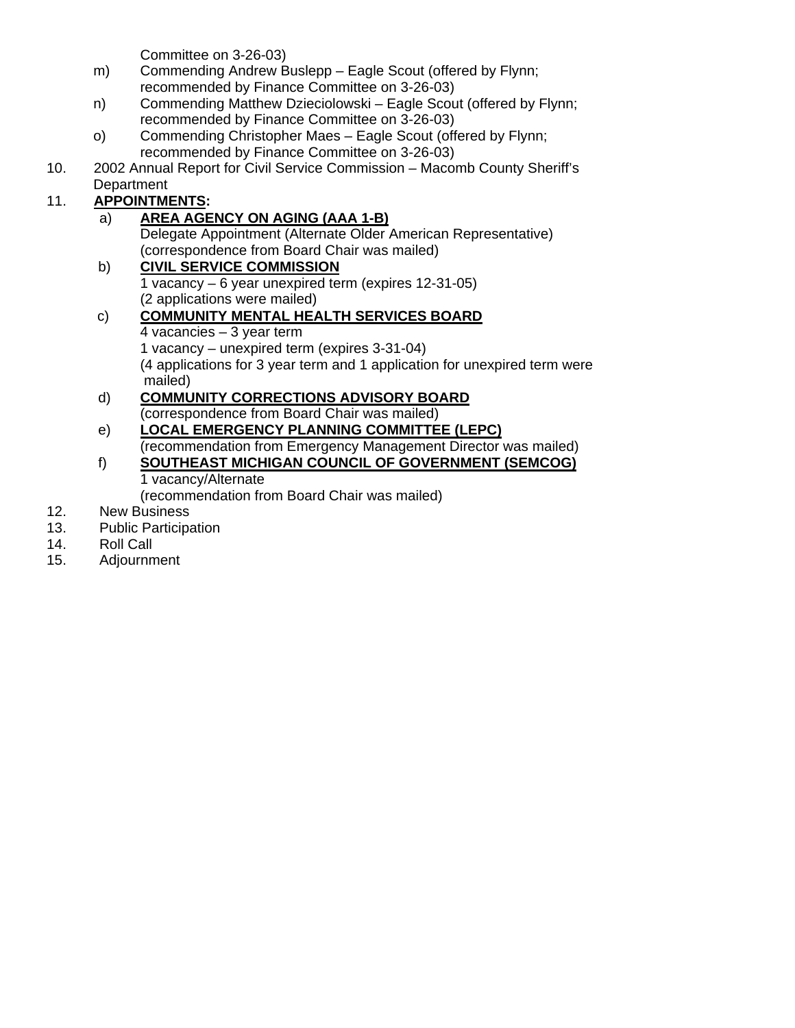Committee on 3-26-03)

m) Commending Andrew Buslepp – Eagle Scout (offered by Flynn; recommended by Finance Committee on 3-26-03)

n) Commending Matthew Dzieciolowski – Eagle Scout (offered by Flynn; recommended by Finance Committee on 3-26-03)

o) Commending Christopher Maes – Eagle Scout (offered by Flynn; recommended by Finance Committee on 3-26-03)

10. 2002 Annual Report for Civil Service Commission – Macomb County Sheriff's Department

11. **APPOINTMENTS:**

    a) **AREA AGENCY ON AGING (AAA 1-B)**
    Delegate Appointment (Alternate Older American Representative)
    (correspondence from Board Chair was mailed)

    b) **CIVIL SERVICE COMMISSION**
    1 vacancy – 6 year unexpired term (expires 12-31-05)
    (2 applications were mailed)

    c) **COMMUNITY MENTAL HEALTH SERVICES BOARD**
    4 vacancies – 3 year term
    1 vacancy – unexpired term (expires 3-31-04)
    (4 applications for 3 year term and 1 application for unexpired term were mailed)

    d) **COMMUNITY CORRECTIONS ADVISORY BOARD**
    (correspondence from Board Chair was mailed)

    e) **LOCAL EMERGENCY PLANNING COMMITTEE (LEPC)**
    (recommendation from Emergency Management Director was mailed)

    f) **SOUTHEAST MICHIGAN COUNCIL OF GOVERNMENT (SEMCOG)**
    1 vacancy/Alternate
    (recommendation from Board Chair was mailed)

12. New Business
13. Public Participation
14. Roll Call
15. Adjournment